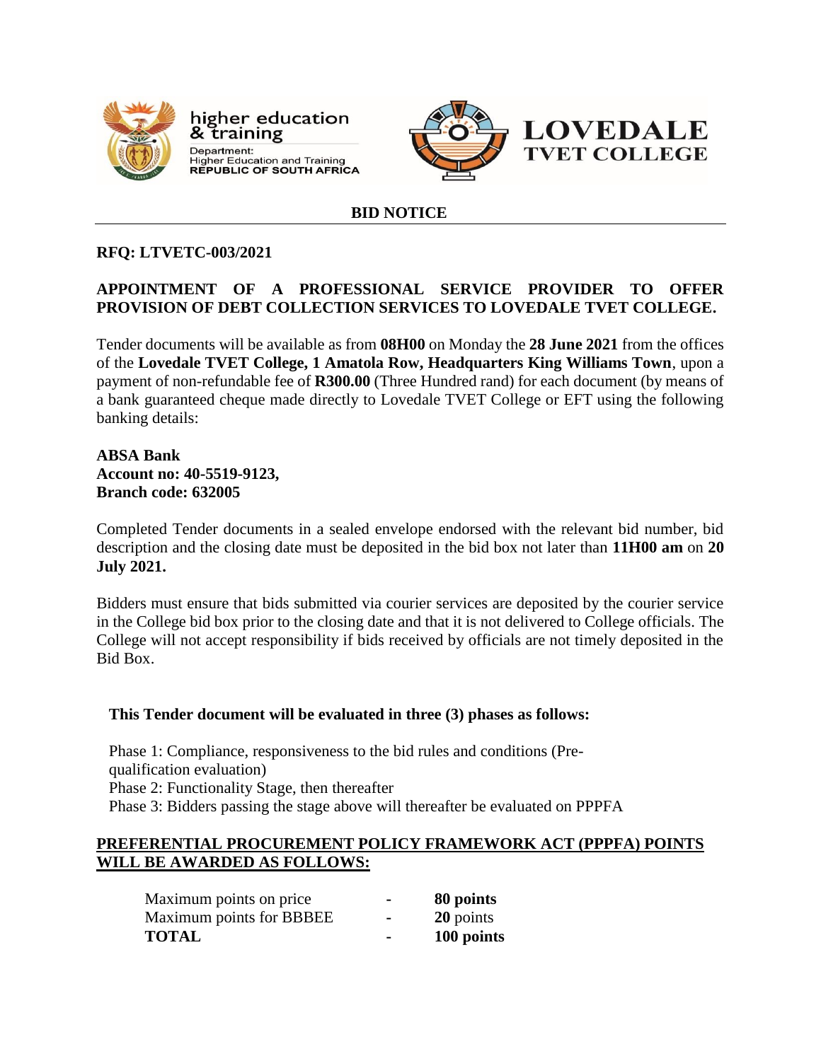higher education & training

Department:
Higher Education and Training
REPUBLIC OF SOUTH AFRICA

LOVEDALE TVET COLLEGE

## BID NOTICE

**RFQ: LTVETC-003/2021**

**APPOINTMENT OF A PROFESSIONAL SERVICE PROVIDER TO OFFER PROVISION OF DEBT COLLECTION SERVICES TO LOVEDALE TVET COLLEGE.**

Tender documents will be available as from **08H00** on Monday the **28 June 2021** from the offices of the **Lovedale TVET College, 1 Amatola Row, Headquarters King Williams Town**, upon a payment of non-refundable fee of **R300.00** (Three Hundred rand) for each document (by means of a bank guaranteed cheque made directly to Lovedale TVET College or EFT using the following banking details:

**ABSA Bank**
**Account no: 40-5519-9123,**
**Branch code: 632005**

Completed Tender documents in a sealed envelope endorsed with the relevant bid number, bid description and the closing date must be deposited in the bid box not later than **11H00 am** on **20 July 2021.**

Bidders must ensure that bids submitted via courier services are deposited by the courier service in the College bid box prior to the closing date and that it is not delivered to College officials. The College will not accept responsibility if bids received by officials are not timely deposited in the Bid Box.

**This Tender document will be evaluated in three (3) phases as follows:**

Phase 1: Compliance, responsiveness to the bid rules and conditions (Pre-qualification evaluation)
Phase 2: Functionality Stage, then thereafter
Phase 3: Bidders passing the stage above will thereafter be evaluated on PPPFA

**PREFERENTIAL PROCUREMENT POLICY FRAMEWORK ACT (PPPFA) POINTS WILL BE AWARDED AS FOLLOWS:**

| | | |
|---|---|---|
| Maximum points on price | - | **80 points** |
| Maximum points for BBBEE | - | **20** points |
| **TOTAL** | - | **100 points** |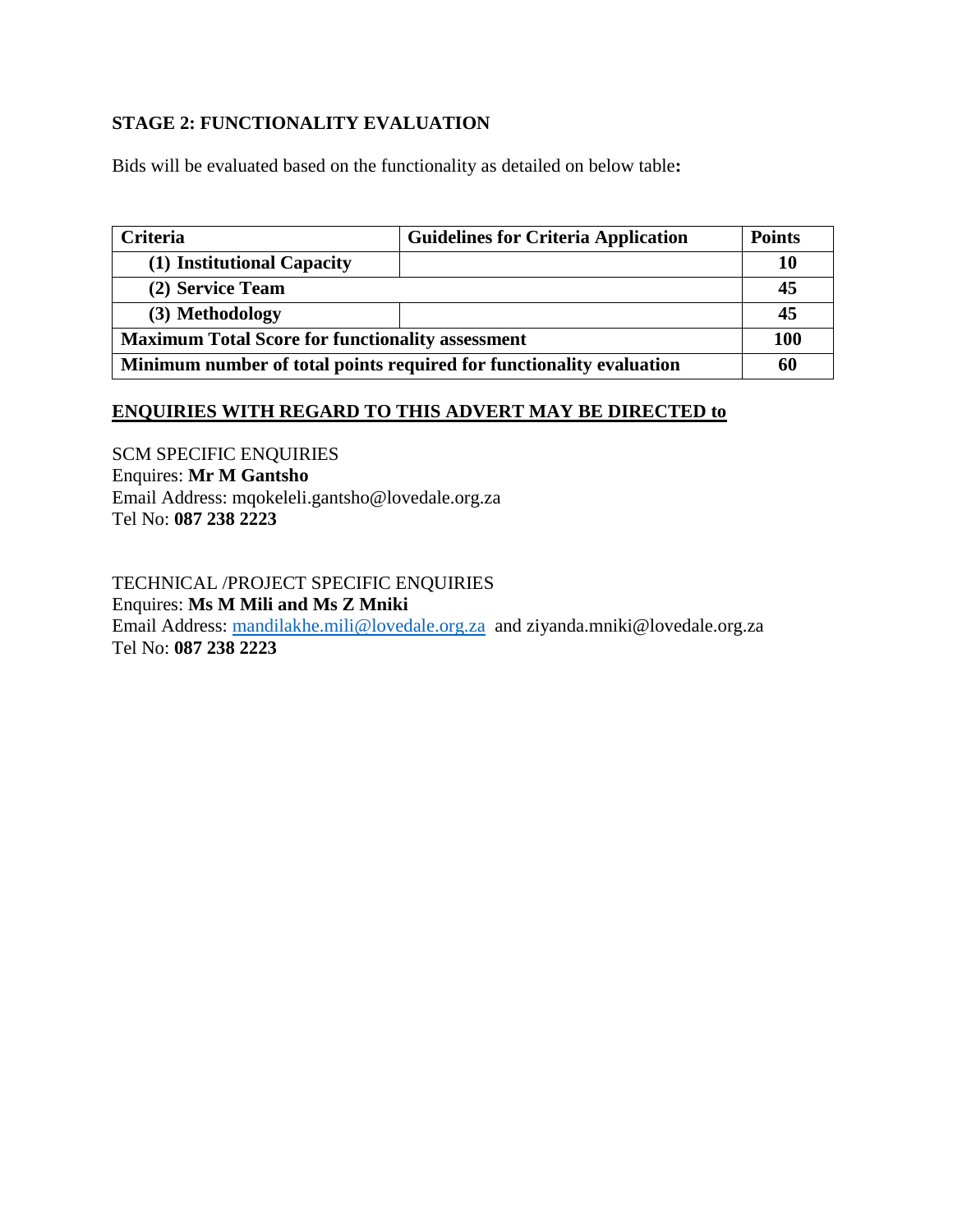**STAGE 2: FUNCTIONALITY EVALUATION**

Bids will be evaluated based on the functionality as detailed on below table**:**

| Criteria | Guidelines for Criteria Application | Points |
|---|---|---|
| **(1) Institutional Capacity** | | **10** |
| **(2) Service Team** | | **45** |
| **(3) Methodology** | | **45** |
| **Maximum Total Score for functionality assessment** | | **100** |
| **Minimum number of total points required for functionality evaluation** | | **60** |

**ENQUIRIES WITH REGARD TO THIS ADVERT MAY BE DIRECTED to**

SCM SPECIFIC ENQUIRIES
Enquires: **Mr M Gantsho**
Email Address: mqokeleli.gantsho@lovedale.org.za
Tel No: **087 238 2223**

TECHNICAL /PROJECT SPECIFIC ENQUIRIES
Enquires: **Ms M Mili and Ms Z Mniki**
Email Address: mandilakhe.mili@lovedale.org.za and ziyanda.mniki@lovedale.org.za
Tel No: **087 238 2223**